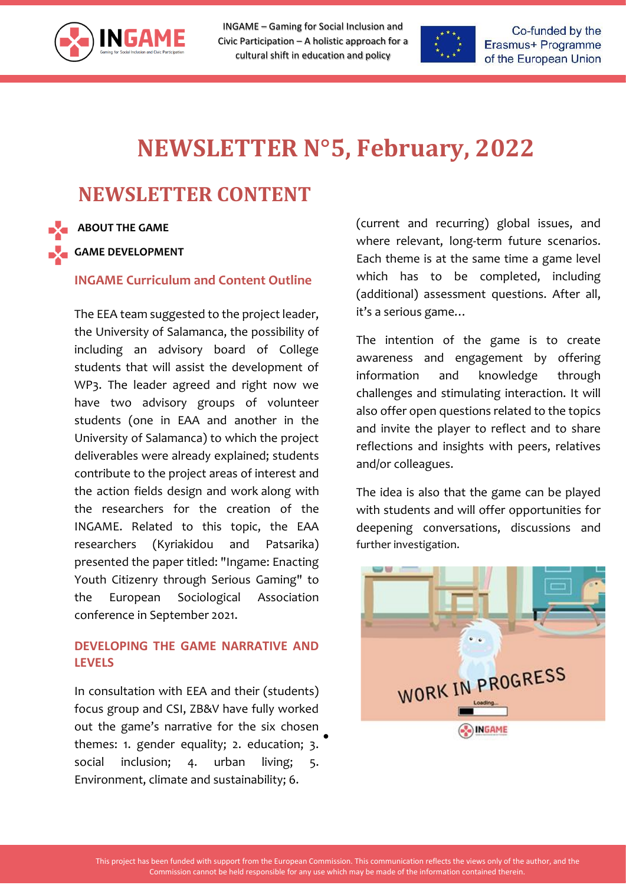# NEWSLETTER N°5, February, 2022

## NEWSLETTER CONTENT

- **ABOUT THE GAME**
- **GAME DEVELOPMENT**

### INGAME Curriculum and Content Outline

The EEA team suggested to the project leader, the University of Salamanca, the possibility of including an advisory board of College students that will assist the development of WP3. The leader agreed and right now we have two advisory groups of volunteer students (one in EAA and another in the University of Salamanca) to which the project deliverables were already explained; students contribute to the project areas of interest and the action fields design and work along with the researchers for the creation of the INGAME. Related to this topic, the EAA researchers (Kyriakidou and Patsarika) presented the paper titled: "Ingame: Enacting Youth Citizenry through Serious Gaming" to the European Sociological Association conference in September 2021.

### DEVELOPING THE GAME NARRATIVE AND LEVELS

In consultation with EEA and their (students) focus group and CSI, ZB&V have fully worked out the game's narrative for the six chosen themes: 1. gender equality; 2. education; 3. social inclusion; 4. urban living; 5. Environment, climate and sustainability; 6. (current and recurring) global issues, and where relevant, long-term future scenarios. Each theme is at the same time a game level which has to be completed, including (additional) assessment questions. After all, it's a serious game…

The intention of the game is to create awareness and engagement by offering information and knowledge through challenges and stimulating interaction. It will also offer open questions related to the topics and invite the player to reflect and to share reflections and insights with peers, relatives and/or colleagues.

The idea is also that the game can be played with students and will offer opportunities for deepening conversations, discussions and further investigation.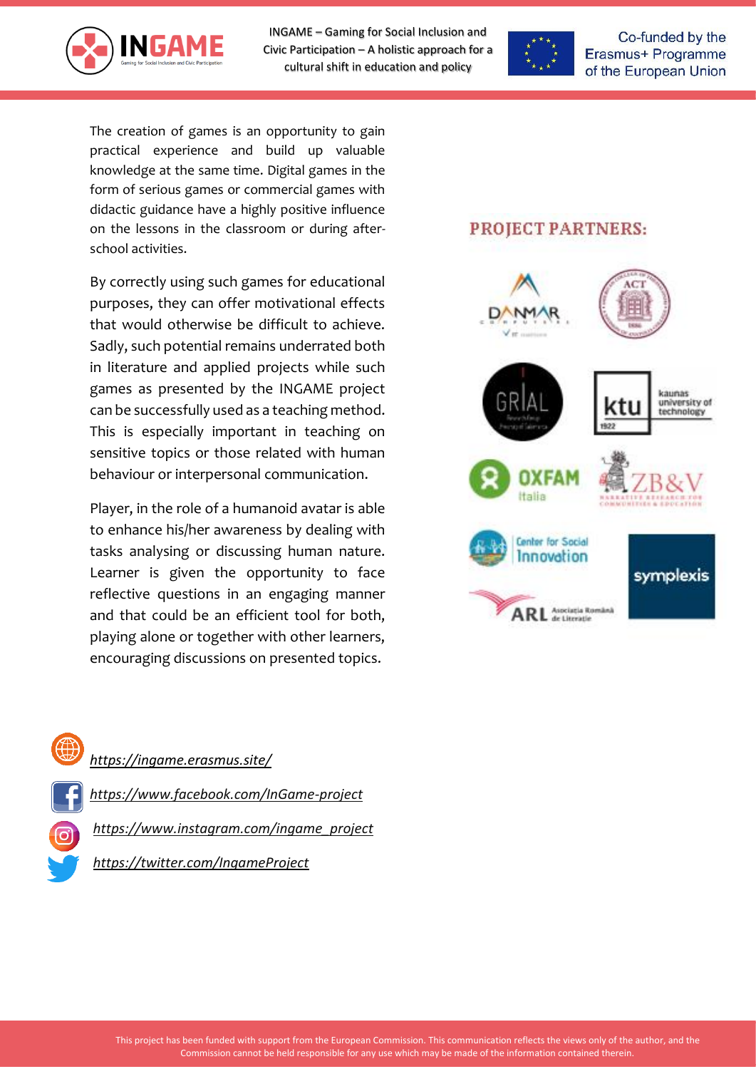The creation of games is an opportunity to gain practical experience and build up valuable knowledge at the same time. Digital games in the form of serious games or commercial games with didactic guidance have a highly positive influence on the lessons in the classroom or during after-school activities.

By correctly using such games for educational purposes, they can offer motivational effects that would otherwise be difficult to achieve. Sadly, such potential remains underrated both in literature and applied projects while such games as presented by the INGAME project can be successfully used as a teaching method. This is especially important in teaching on sensitive topics or those related with human behaviour or interpersonal communication.

Player, in the role of a humanoid avatar is able to enhance his/her awareness by dealing with tasks analysing or discussing human nature. Learner is given the opportunity to face reflective questions in an engaging manner and that could be an efficient tool for both, playing alone or together with other learners, encouraging discussions on presented topics.

## PROJECT PARTNERS:

DANMAR COMPUTERS

ACT

GRIAL

ktu kaunas university of technology

OXFAM Italia

ZB&V

Center for Social Innovation

symplexis

ARL Asociația Română de Literație

*https://ingame.erasmus.site/*

*https://www.facebook.com/InGame-project*

*https://www.instagram.com/ingame_project*

*https://twitter.com/IngameProject*

This project has been funded with support from the European Commission. This communication reflects the views only of the author, and the Commission cannot be held responsible for any use which may be made of the information contained therein.